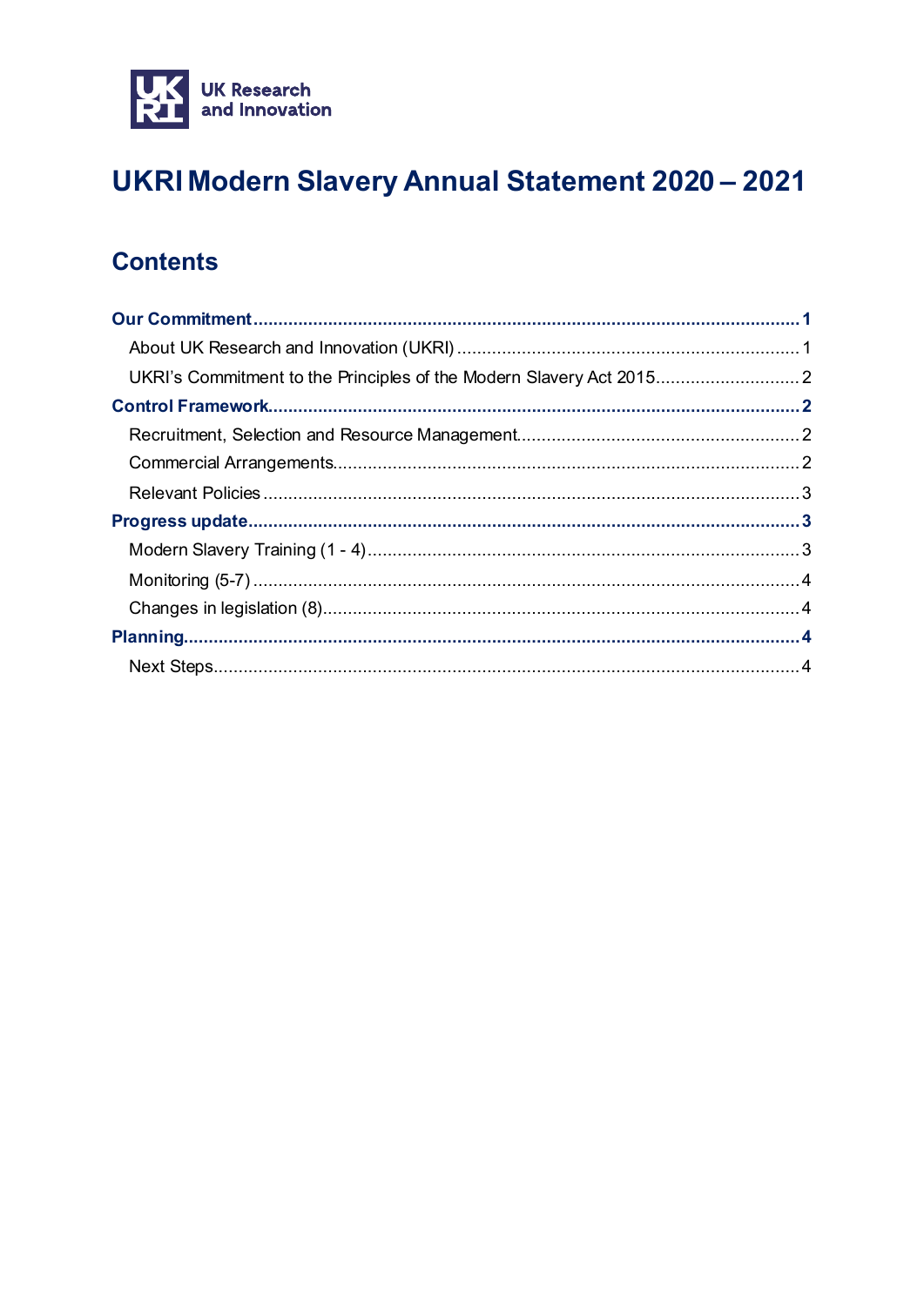UK Research and Innovation

# UKRI Modern Slavery Annual Statement 2020 – 2021

## Contents

**Our Commitment** .......... 1

- About UK Research and Innovation (UKRI) .......... 1
- UKRI's Commitment to the Principles of the Modern Slavery Act 2015 .......... 2

**Control Framework** .......... 2

- Recruitment, Selection and Resource Management .......... 2
- Commercial Arrangements .......... 2
- Relevant Policies .......... 3

**Progress update** .......... 3

- Modern Slavery Training (1 - 4) .......... 3
- Monitoring (5-7) .......... 4
- Changes in legislation (8) .......... 4

**Planning** .......... 4

- Next Steps .......... 4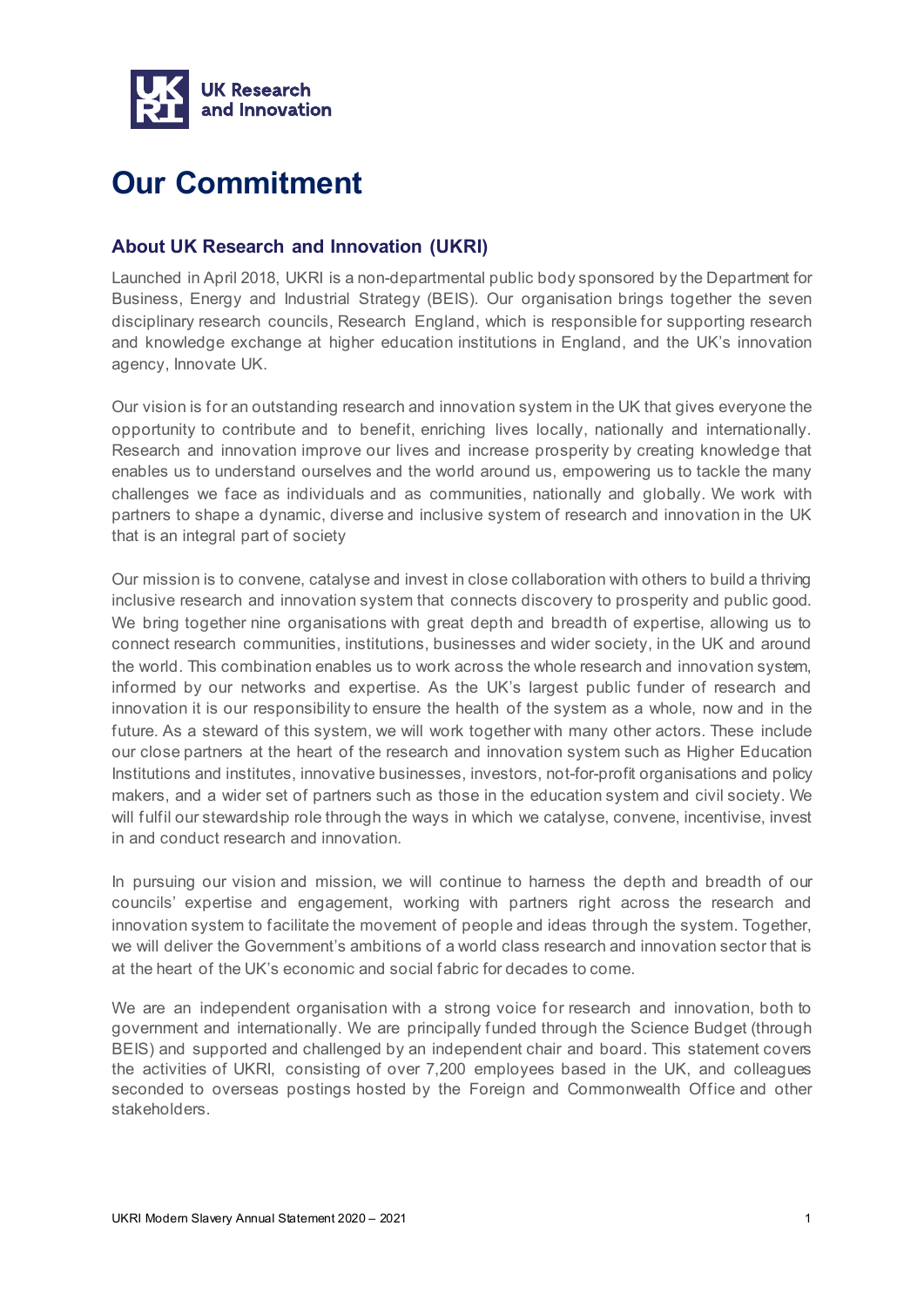# Our Commitment

## About UK Research and Innovation (UKRI)

Launched in April 2018, UKRI is a non-departmental public body sponsored by the Department for Business, Energy and Industrial Strategy (BEIS). Our organisation brings together the seven disciplinary research councils, Research England, which is responsible for supporting research and knowledge exchange at higher education institutions in England, and the UK's innovation agency, Innovate UK.

Our vision is for an outstanding research and innovation system in the UK that gives everyone the opportunity to contribute and to benefit, enriching lives locally, nationally and internationally. Research and innovation improve our lives and increase prosperity by creating knowledge that enables us to understand ourselves and the world around us, empowering us to tackle the many challenges we face as individuals and as communities, nationally and globally. We work with partners to shape a dynamic, diverse and inclusive system of research and innovation in the UK that is an integral part of society

Our mission is to convene, catalyse and invest in close collaboration with others to build a thriving inclusive research and innovation system that connects discovery to prosperity and public good. We bring together nine organisations with great depth and breadth of expertise, allowing us to connect research communities, institutions, businesses and wider society, in the UK and around the world. This combination enables us to work across the whole research and innovation system, informed by our networks and expertise. As the UK's largest public funder of research and innovation it is our responsibility to ensure the health of the system as a whole, now and in the future. As a steward of this system, we will work together with many other actors. These include our close partners at the heart of the research and innovation system such as Higher Education Institutions and institutes, innovative businesses, investors, not-for-profit organisations and policy makers, and a wider set of partners such as those in the education system and civil society. We will fulfil our stewardship role through the ways in which we catalyse, convene, incentivise, invest in and conduct research and innovation.

In pursuing our vision and mission, we will continue to harness the depth and breadth of our councils' expertise and engagement, working with partners right across the research and innovation system to facilitate the movement of people and ideas through the system. Together, we will deliver the Government's ambitions of a world class research and innovation sector that is at the heart of the UK's economic and social fabric for decades to come.

We are an independent organisation with a strong voice for research and innovation, both to government and internationally. We are principally funded through the Science Budget (through BEIS) and supported and challenged by an independent chair and board. This statement covers the activities of UKRI, consisting of over 7,200 employees based in the UK, and colleagues seconded to overseas postings hosted by the Foreign and Commonwealth Office and other stakeholders.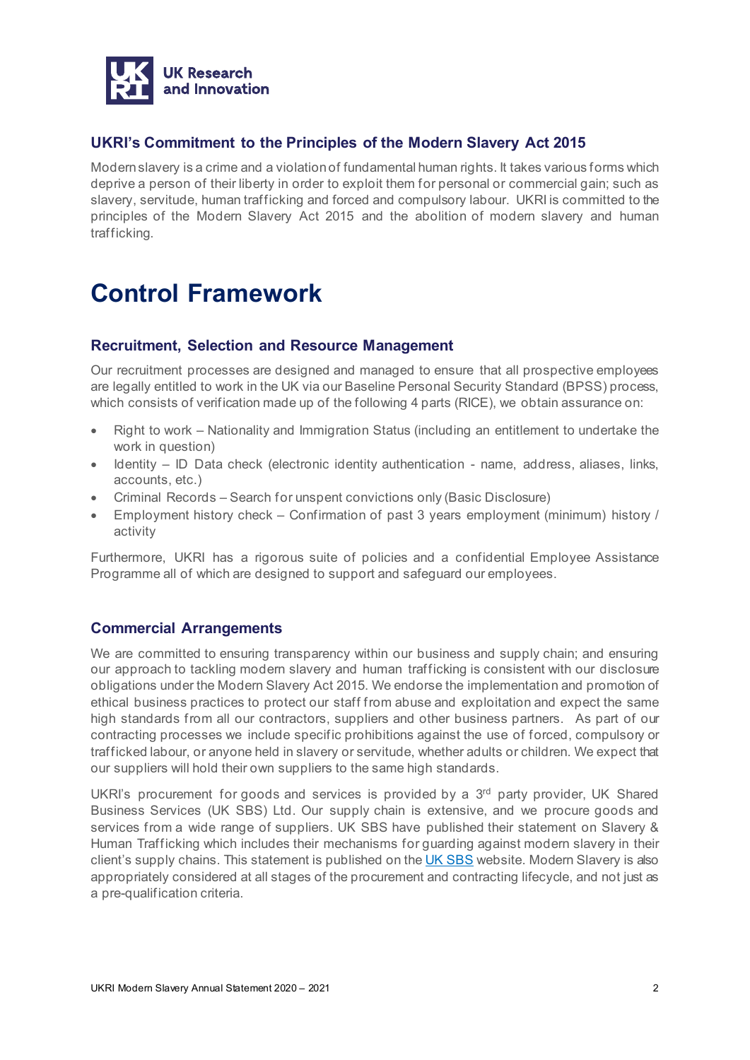## UKRI's Commitment to the Principles of the Modern Slavery Act 2015

Modern slavery is a crime and a violation of fundamental human rights. It takes various forms which deprive a person of their liberty in order to exploit them for personal or commercial gain; such as slavery, servitude, human trafficking and forced and compulsory labour. UKRI is committed to the principles of the Modern Slavery Act 2015 and the abolition of modern slavery and human trafficking.

# Control Framework

## Recruitment, Selection and Resource Management

Our recruitment processes are designed and managed to ensure that all prospective employees are legally entitled to work in the UK via our Baseline Personal Security Standard (BPSS) process, which consists of verification made up of the following 4 parts (RICE), we obtain assurance on:

- Right to work – Nationality and Immigration Status (including an entitlement to undertake the work in question)
- Identity – ID Data check (electronic identity authentication - name, address, aliases, links, accounts, etc.)
- Criminal Records – Search for unspent convictions only (Basic Disclosure)
- Employment history check – Confirmation of past 3 years employment (minimum) history / activity

Furthermore, UKRI has a rigorous suite of policies and a confidential Employee Assistance Programme all of which are designed to support and safeguard our employees.

## Commercial Arrangements

We are committed to ensuring transparency within our business and supply chain; and ensuring our approach to tackling modern slavery and human trafficking is consistent with our disclosure obligations under the Modern Slavery Act 2015. We endorse the implementation and promotion of ethical business practices to protect our staff from abuse and exploitation and expect the same high standards from all our contractors, suppliers and other business partners. As part of our contracting processes we include specific prohibitions against the use of forced, compulsory or trafficked labour, or anyone held in slavery or servitude, whether adults or children. We expect that our suppliers will hold their own suppliers to the same high standards.

UKRI's procurement for goods and services is provided by a 3rd party provider, UK Shared Business Services (UK SBS) Ltd. Our supply chain is extensive, and we procure goods and services from a wide range of suppliers. UK SBS have published their statement on Slavery & Human Trafficking which includes their mechanisms for guarding against modern slavery in their client's supply chains. This statement is published on the UK SBS website. Modern Slavery is also appropriately considered at all stages of the procurement and contracting lifecycle, and not just as a pre-qualification criteria.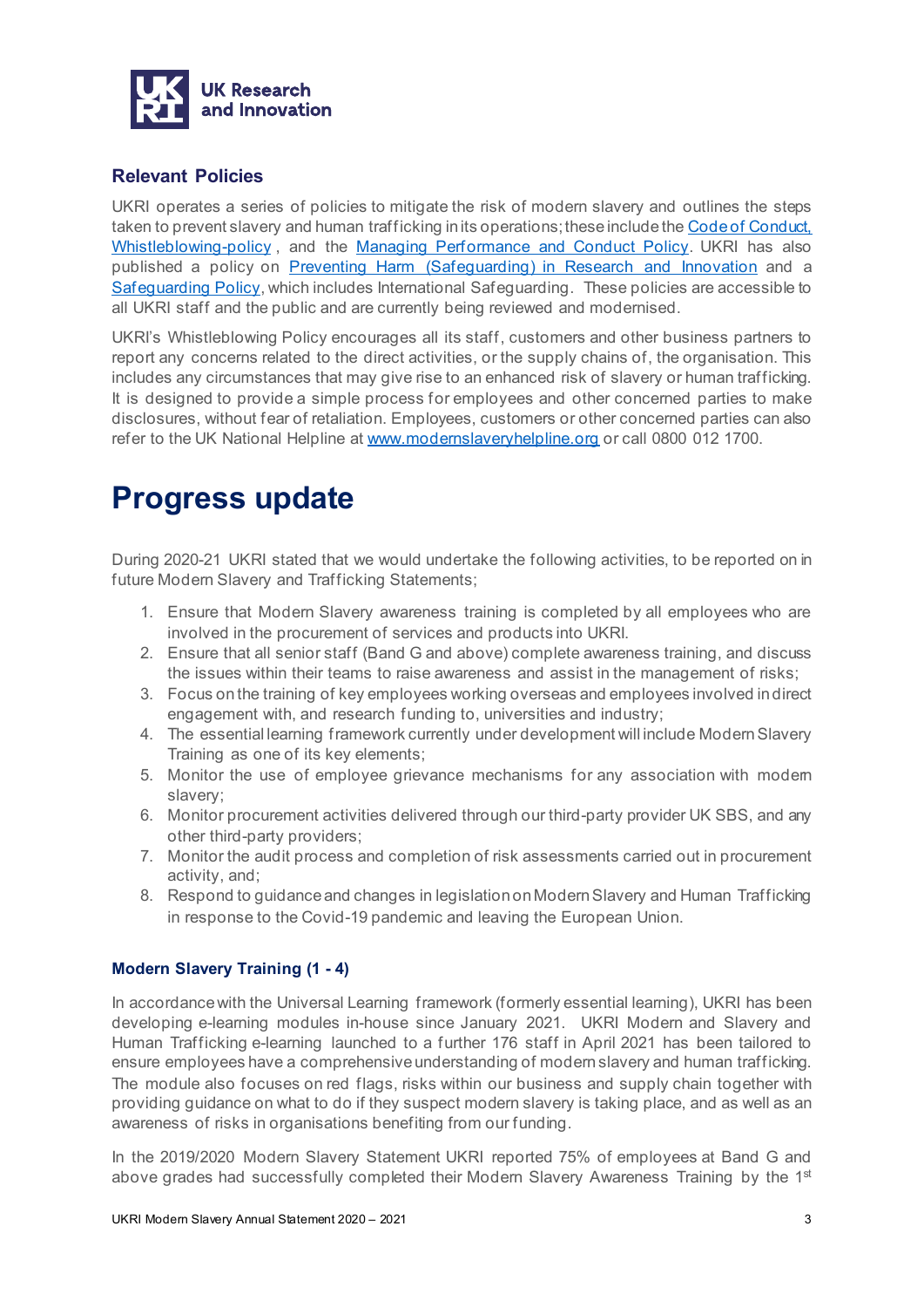## Relevant Policies

UKRI operates a series of policies to mitigate the risk of modern slavery and outlines the steps taken to prevent slavery and human trafficking in its operations; these include the Code of Conduct, Whistleblowing-policy , and the Managing Performance and Conduct Policy. UKRI has also published a policy on Preventing Harm (Safeguarding) in Research and Innovation and a Safeguarding Policy, which includes International Safeguarding. These policies are accessible to all UKRI staff and the public and are currently being reviewed and modernised.

UKRI's Whistleblowing Policy encourages all its staff, customers and other business partners to report any concerns related to the direct activities, or the supply chains of, the organisation. This includes any circumstances that may give rise to an enhanced risk of slavery or human trafficking. It is designed to provide a simple process for employees and other concerned parties to make disclosures, without fear of retaliation. Employees, customers or other concerned parties can also refer to the UK National Helpline at www.modernslaveryhelpline.org or call 0800 012 1700.

# Progress update

During 2020-21 UKRI stated that we would undertake the following activities, to be reported on in future Modern Slavery and Trafficking Statements;

1. Ensure that Modern Slavery awareness training is completed by all employees who are involved in the procurement of services and products into UKRI.
2. Ensure that all senior staff (Band G and above) complete awareness training, and discuss the issues within their teams to raise awareness and assist in the management of risks;
3. Focus on the training of key employees working overseas and employees involved in direct engagement with, and research funding to, universities and industry;
4. The essential learning framework currently under development will include Modern Slavery Training as one of its key elements;
5. Monitor the use of employee grievance mechanisms for any association with modern slavery;
6. Monitor procurement activities delivered through our third-party provider UK SBS, and any other third-party providers;
7. Monitor the audit process and completion of risk assessments carried out in procurement activity, and;
8. Respond to guidance and changes in legislation on Modern Slavery and Human Trafficking in response to the Covid-19 pandemic and leaving the European Union.

### Modern Slavery Training (1 - 4)

In accordance with the Universal Learning framework (formerly essential learning), UKRI has been developing e-learning modules in-house since January 2021. UKRI Modern and Slavery and Human Trafficking e-learning launched to a further 176 staff in April 2021 has been tailored to ensure employees have a comprehensive understanding of modern slavery and human trafficking. The module also focuses on red flags, risks within our business and supply chain together with providing guidance on what to do if they suspect modern slavery is taking place, and as well as an awareness of risks in organisations benefiting from our funding.

In the 2019/2020 Modern Slavery Statement UKRI reported 75% of employees at Band G and above grades had successfully completed their Modern Slavery Awareness Training by the 1st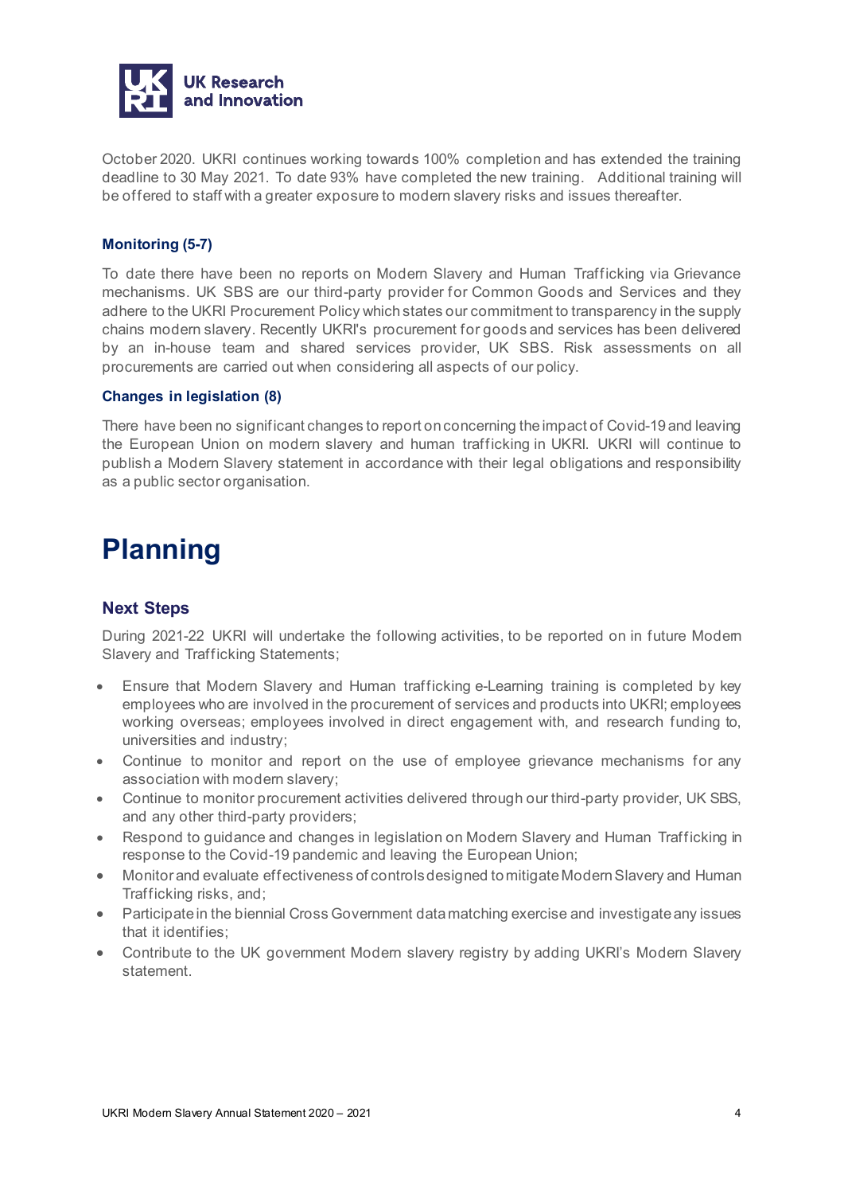October 2020. UKRI continues working towards 100% completion and has extended the training deadline to 30 May 2021. To date 93% have completed the new training. Additional training will be offered to staff with a greater exposure to modern slavery risks and issues thereafter.

### Monitoring (5-7)

To date there have been no reports on Modern Slavery and Human Trafficking via Grievance mechanisms. UK SBS are our third-party provider for Common Goods and Services and they adhere to the UKRI Procurement Policy which states our commitment to transparency in the supply chains modern slavery. Recently UKRI's procurement for goods and services has been delivered by an in-house team and shared services provider, UK SBS. Risk assessments on all procurements are carried out when considering all aspects of our policy.

### Changes in legislation (8)

There have been no significant changes to report on concerning the impact of Covid-19 and leaving the European Union on modern slavery and human trafficking in UKRI. UKRI will continue to publish a Modern Slavery statement in accordance with their legal obligations and responsibility as a public sector organisation.

# Planning

## Next Steps

During 2021-22 UKRI will undertake the following activities, to be reported on in future Modern Slavery and Trafficking Statements;

- Ensure that Modern Slavery and Human trafficking e-Learning training is completed by key employees who are involved in the procurement of services and products into UKRI; employees working overseas; employees involved in direct engagement with, and research funding to, universities and industry;
- Continue to monitor and report on the use of employee grievance mechanisms for any association with modern slavery;
- Continue to monitor procurement activities delivered through our third-party provider, UK SBS, and any other third-party providers;
- Respond to guidance and changes in legislation on Modern Slavery and Human Trafficking in response to the Covid-19 pandemic and leaving the European Union;
- Monitor and evaluate effectiveness of controls designed to mitigate Modern Slavery and Human Trafficking risks, and;
- Participate in the biennial Cross Government data matching exercise and investigate any issues that it identifies;
- Contribute to the UK government Modern slavery registry by adding UKRI's Modern Slavery statement.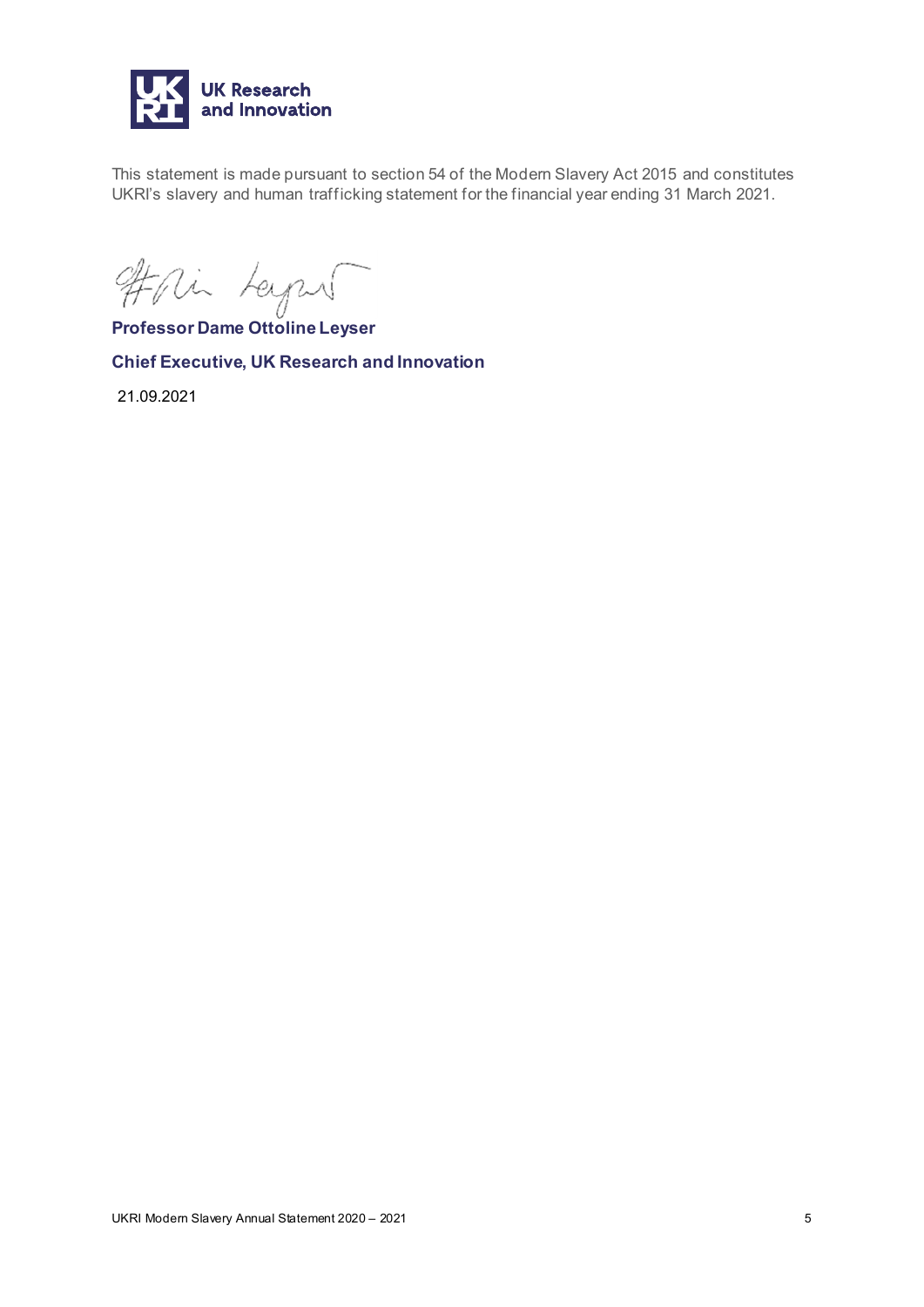This statement is made pursuant to section 54 of the Modern Slavery Act 2015 and constitutes UKRI's slavery and human trafficking statement for the financial year ending 31 March 2021.

**Professor Dame Ottoline Leyser**

**Chief Executive, UK Research and Innovation**

21.09.2021